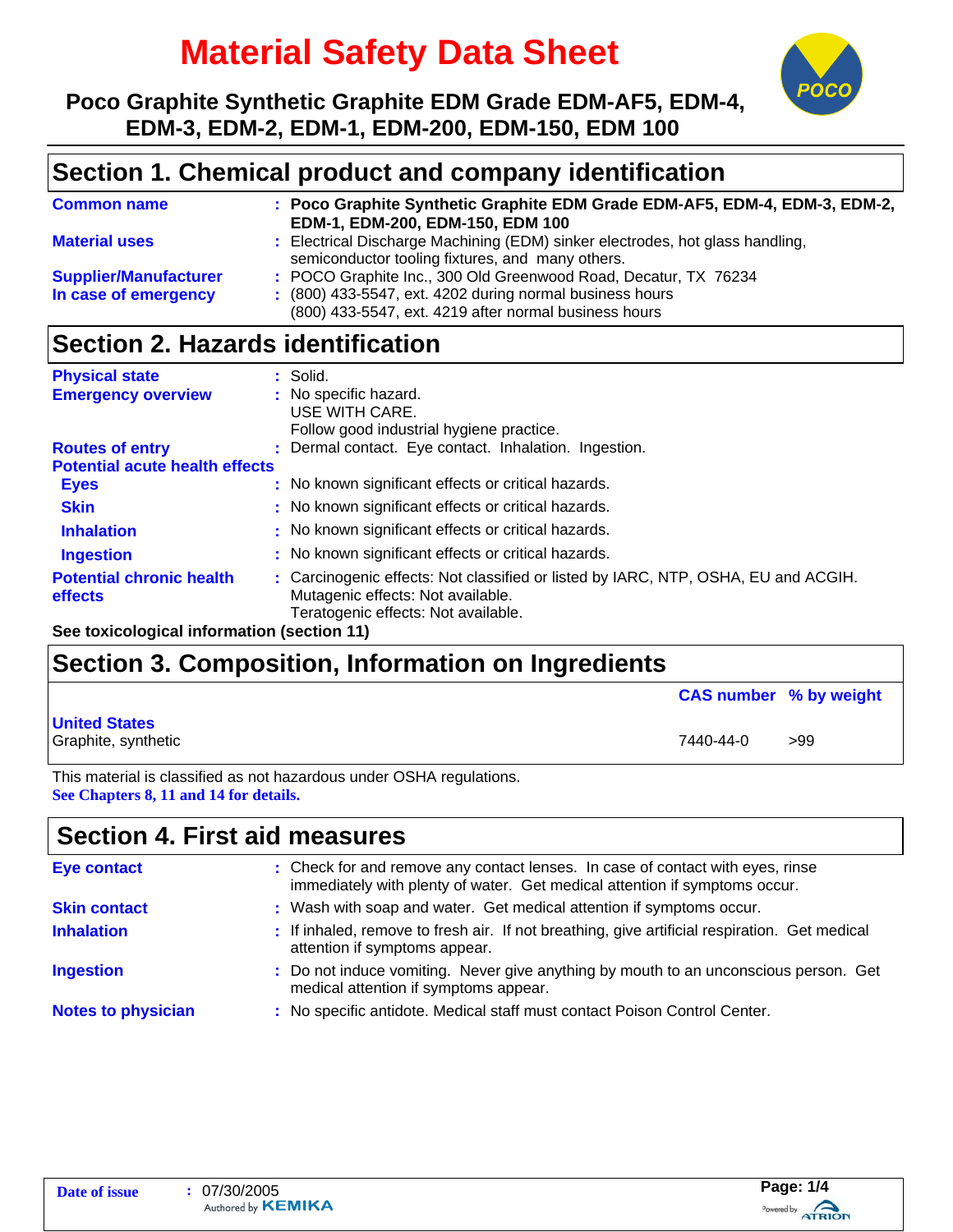# Material Safety Data Sheet

**Poco Graphite Synthetic Graphite EDM Grade EDM-AF5, EDM-4, EDM-3, EDM-2, EDM-1, EDM-200, EDM-150, EDM 100**

## Section 1. Chemical product and company identification

**Common name** : **Poco Graphite Synthetic Graphite EDM Grade EDM-AF5, EDM-4, EDM-3, EDM-2, EDM-1, EDM-200, EDM-150, EDM 100**

**Material uses** : Electrical Discharge Machining (EDM) sinker electrodes, hot glass handling, semiconductor tooling fixtures, and many others.

**Supplier/Manufacturer** : POCO Graphite Inc., 300 Old Greenwood Road, Decatur, TX 76234

**In case of emergency** : (800) 433-5547, ext. 4202 during normal business hours
(800) 433-5547, ext. 4219 after normal business hours

## Section 2. Hazards identification

**Physical state** : Solid.

**Emergency overview** : No specific hazard.
USE WITH CARE.
Follow good industrial hygiene practice.

**Routes of entry** : Dermal contact. Eye contact. Inhalation. Ingestion.

**Potential acute health effects**

**Eyes** : No known significant effects or critical hazards.

**Skin** : No known significant effects or critical hazards.

**Inhalation** : No known significant effects or critical hazards.

**Ingestion** : No known significant effects or critical hazards.

**Potential chronic health effects** : Carcinogenic effects: Not classified or listed by IARC, NTP, OSHA, EU and ACGIH.
Mutagenic effects: Not available.
Teratogenic effects: Not available.

**See toxicological information (section 11)**

## Section 3. Composition, Information on Ingredients

| | CAS number | % by weight |
|---|---|---|
| **United States** | | |
| Graphite, synthetic | 7440-44-0 | >99 |

This material is classified as not hazardous under OSHA regulations.

**See Chapters 8, 11 and 14 for details.**

## Section 4. First aid measures

**Eye contact** : Check for and remove any contact lenses. In case of contact with eyes, rinse immediately with plenty of water. Get medical attention if symptoms occur.

**Skin contact** : Wash with soap and water. Get medical attention if symptoms occur.

**Inhalation** : If inhaled, remove to fresh air. If not breathing, give artificial respiration. Get medical attention if symptoms appear.

**Ingestion** : Do not induce vomiting. Never give anything by mouth to an unconscious person. Get medical attention if symptoms appear.

**Notes to physician** : No specific antidote. Medical staff must contact Poison Control Center.

**Date of issue** : 07/30/2005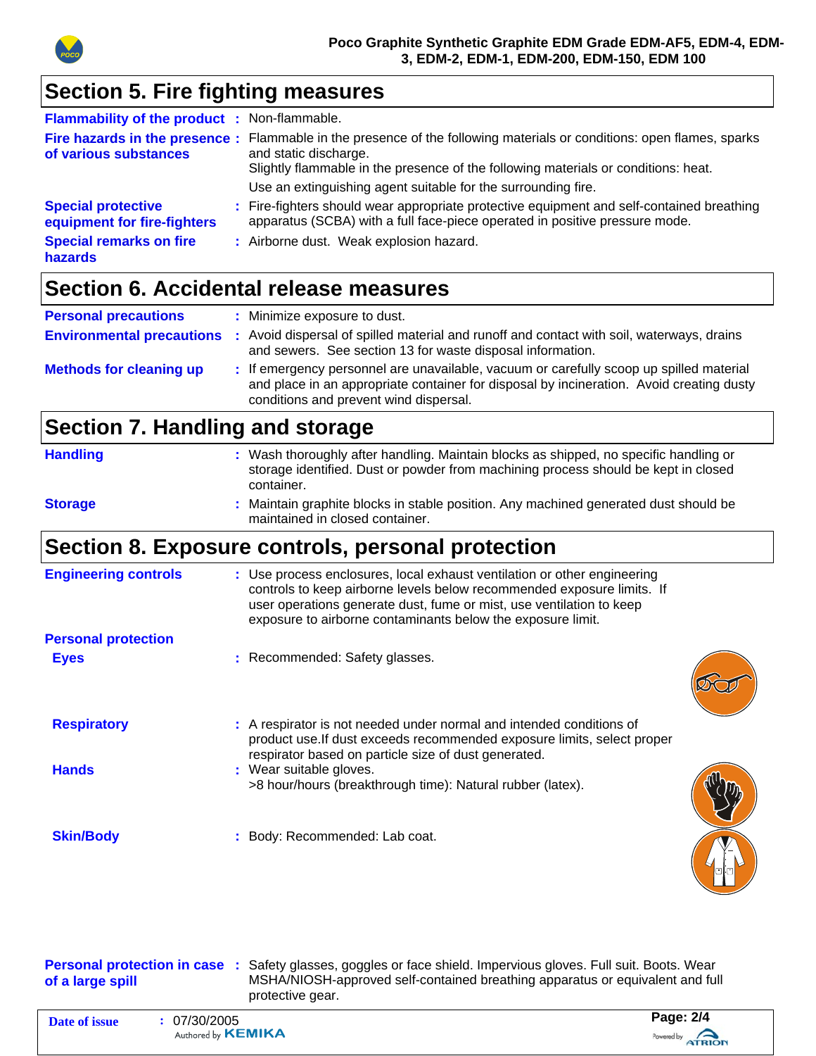## Section 5. Fire fighting measures

**Flammability of the product** : Non-flammable.

**Fire hazards in the presence of various substances** : Flammable in the presence of the following materials or conditions: open flames, sparks and static discharge.
Slightly flammable in the presence of the following materials or conditions: heat.
Use an extinguishing agent suitable for the surrounding fire.

**Special protective equipment for fire-fighters** : Fire-fighters should wear appropriate protective equipment and self-contained breathing apparatus (SCBA) with a full face-piece operated in positive pressure mode.

**Special remarks on fire hazards** : Airborne dust. Weak explosion hazard.

## Section 6. Accidental release measures

**Personal precautions** : Minimize exposure to dust.

**Environmental precautions** : Avoid dispersal of spilled material and runoff and contact with soil, waterways, drains and sewers. See section 13 for waste disposal information.

**Methods for cleaning up** : If emergency personnel are unavailable, vacuum or carefully scoop up spilled material and place in an appropriate container for disposal by incineration. Avoid creating dusty conditions and prevent wind dispersal.

## Section 7. Handling and storage

**Handling** : Wash thoroughly after handling. Maintain blocks as shipped, no specific handling or storage identified. Dust or powder from machining process should be kept in closed container.

**Storage** : Maintain graphite blocks in stable position. Any machined generated dust should be maintained in closed container.

## Section 8. Exposure controls, personal protection

**Engineering controls** : Use process enclosures, local exhaust ventilation or other engineering controls to keep airborne levels below recommended exposure limits. If user operations generate dust, fume or mist, use ventilation to keep exposure to airborne contaminants below the exposure limit.

**Personal protection**

**Eyes** : Recommended: Safety glasses.

**Respiratory** : A respirator is not needed under normal and intended conditions of product use.If dust exceeds recommended exposure limits, select proper respirator based on particle size of dust generated.

**Hands** : Wear suitable gloves.
>8 hour/hours (breakthrough time): Natural rubber (latex).

**Skin/Body** : Body: Recommended: Lab coat.

**Personal protection in case of a large spill** : Safety glasses, goggles or face shield. Impervious gloves. Full suit. Boots. Wear MSHA/NIOSH-approved self-contained breathing apparatus or equivalent and full protective gear.

**Date of issue** : 07/30/2005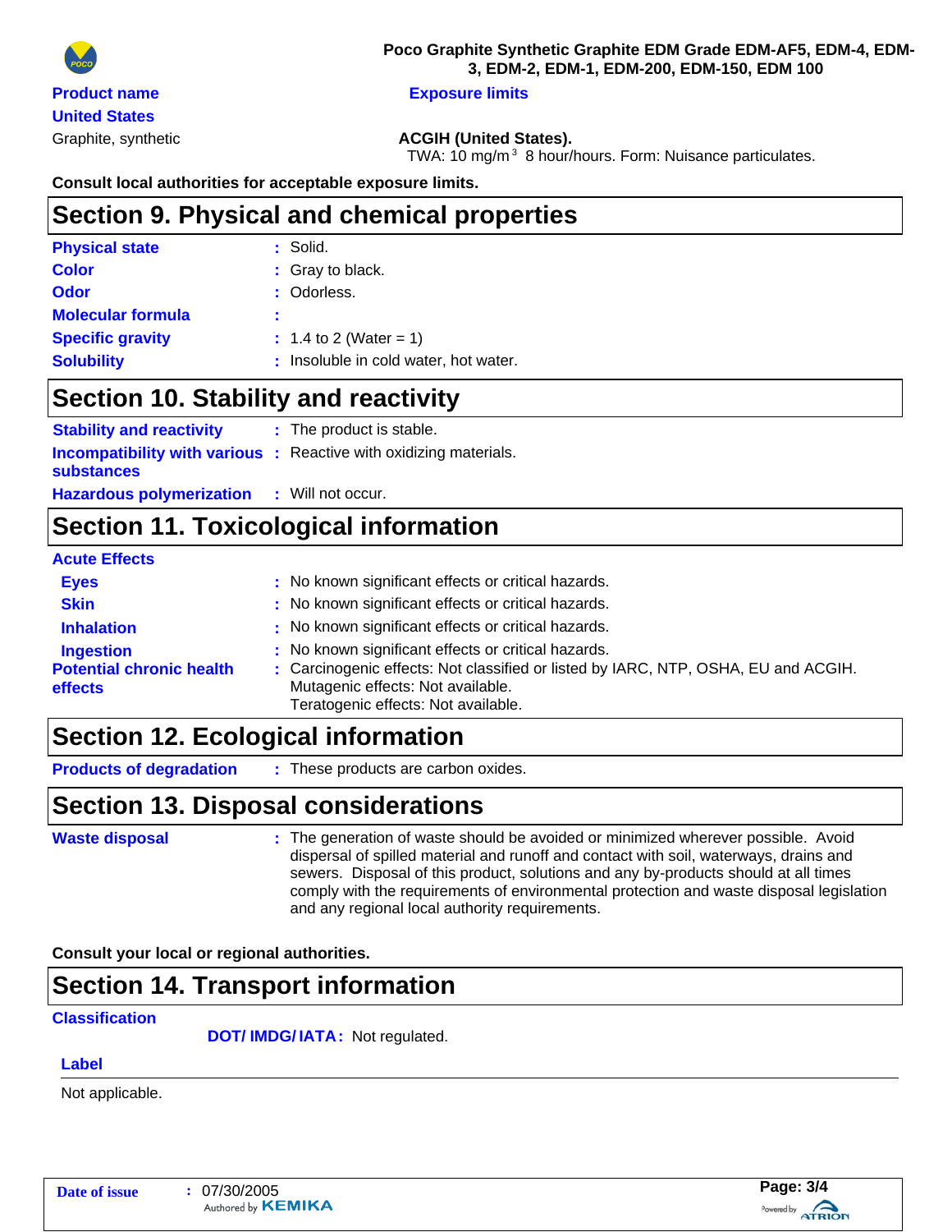| Product name | Exposure limits |
| --- | --- |
| **United States** | |
| Graphite, synthetic | **ACGIH (United States).**<br>TWA: 10 mg/$m^3$ 8 hour/hours. Form: Nuisance particulates. |

**Consult local authorities for acceptable exposure limits.**

## Section 9. Physical and chemical properties

| | |
| --- | --- |
| **Physical state** | : Solid. |
| **Color** | : Gray to black. |
| **Odor** | : Odorless. |
| **Molecular formula** | : |
| **Specific gravity** | : 1.4 to 2 (Water = 1) |
| **Solubility** | : Insoluble in cold water, hot water. |

## Section 10. Stability and reactivity

| | |
| --- | --- |
| **Stability and reactivity** | : The product is stable. |
| **Incompatibility with various substances** | : Reactive with oxidizing materials. |
| **Hazardous polymerization** | : Will not occur. |

## Section 11. Toxicological information

**Acute Effects**

| | |
| --- | --- |
| **Eyes** | : No known significant effects or critical hazards. |
| **Skin** | : No known significant effects or critical hazards. |
| **Inhalation** | : No known significant effects or critical hazards. |
| **Ingestion** | : No known significant effects or critical hazards. |
| **Potential chronic health effects** | : Carcinogenic effects: Not classified or listed by IARC, NTP, OSHA, EU and ACGIH.<br>Mutagenic effects: Not available.<br>Teratogenic effects: Not available. |

## Section 12. Ecological information

| | |
| --- | --- |
| **Products of degradation** | : These products are carbon oxides. |

## Section 13. Disposal considerations

| | |
| --- | --- |
| **Waste disposal** | : The generation of waste should be avoided or minimized wherever possible. Avoid dispersal of spilled material and runoff and contact with soil, waterways, drains and sewers. Disposal of this product, solutions and any by-products should at all times comply with the requirements of environmental protection and waste disposal legislation and any regional local authority requirements. |

**Consult your local or regional authorities.**

## Section 14. Transport information

**Classification**

**DOT/ IMDG/ IATA :** Not regulated.

**Label**

Not applicable.

**Date of issue** : 07/30/2005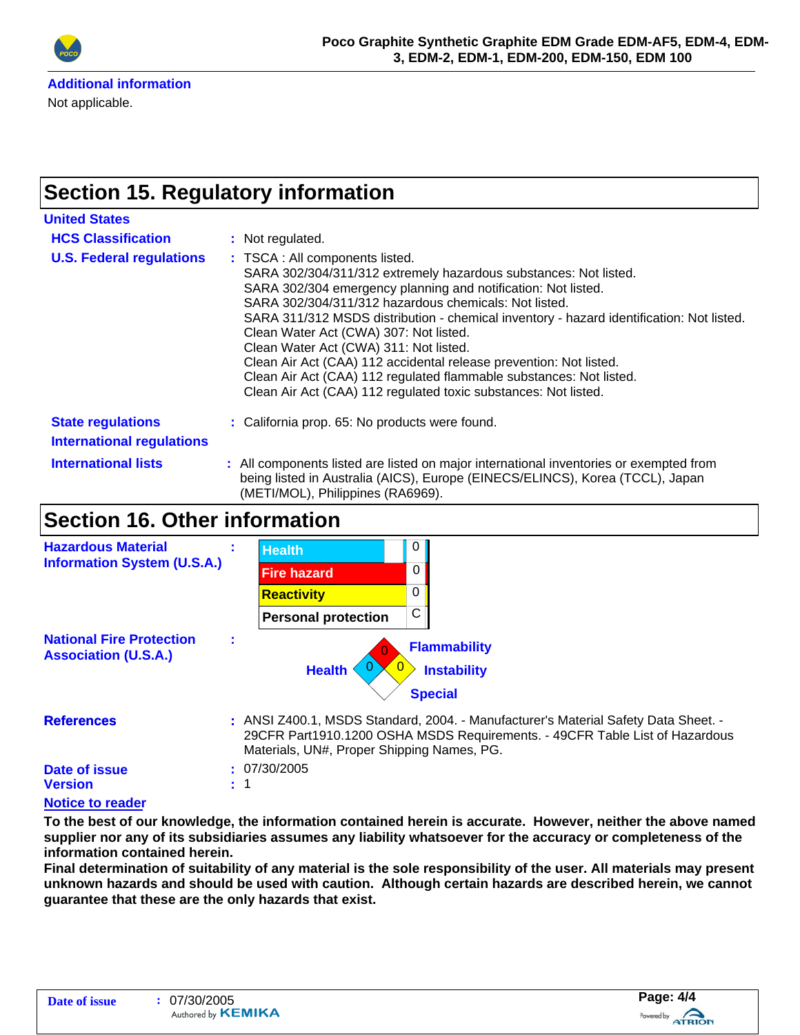### Additional information

Not applicable.

## Section 15. Regulatory information

### United States

**HCS Classification** : Not regulated.

**U.S. Federal regulations** : TSCA : All components listed.
SARA 302/304/311/312 extremely hazardous substances: Not listed.
SARA 302/304 emergency planning and notification: Not listed.
SARA 302/304/311/312 hazardous chemicals: Not listed.
SARA 311/312 MSDS distribution - chemical inventory - hazard identification: Not listed.
Clean Water Act (CWA) 307: Not listed.
Clean Water Act (CWA) 311: Not listed.
Clean Air Act (CAA) 112 accidental release prevention: Not listed.
Clean Air Act (CAA) 112 regulated flammable substances: Not listed.
Clean Air Act (CAA) 112 regulated toxic substances: Not listed.

**State regulations** : California prop. 65: No products were found.

**International regulations**

**International lists** : All components listed are listed on major international inventories or exempted from being listed in Australia (AICS), Europe (EINECS/ELINCS), Korea (TCCL), Japan (METI/MOL), Philippines (RA6969).

## Section 16. Other information

**Hazardous Material Information System (U.S.A.)** :

| | |
|---|---|
| Health | 0 |
| Fire hazard | 0 |
| Reactivity | 0 |
| Personal protection | C |

**National Fire Protection Association (U.S.A.)** :

Flammability 0
Health 0
Instability 0
Special

**References** : ANSI Z400.1, MSDS Standard, 2004. - Manufacturer's Material Safety Data Sheet. - 29CFR Part1910.1200 OSHA MSDS Requirements. - 49CFR Table List of Hazardous Materials, UN#, Proper Shipping Names, PG.

**Date of issue** : 07/30/2005
**Version** : 1

**Notice to reader**

**To the best of our knowledge, the information contained herein is accurate. However, neither the above named supplier nor any of its subsidiaries assumes any liability whatsoever for the accuracy or completeness of the information contained herein.**
**Final determination of suitability of any material is the sole responsibility of the user. All materials may present unknown hazards and should be used with caution. Although certain hazards are described herein, we cannot guarantee that these are the only hazards that exist.**